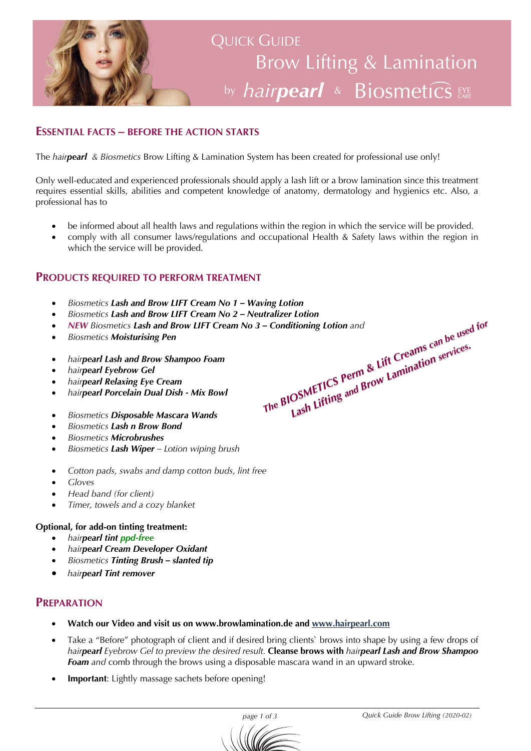# Quick Guide
## Brow Lifting & Lamination
### by *hair**pearl*** & Biosmetics EYE CARE

## Essential Facts – Before the Action Starts

The *hair**pearl** & Biosmetics* Brow Lifting & Lamination System has been created for professional use only!

Only well-educated and experienced professionals should apply a lash lift or a brow lamination since this treatment requires essential skills, abilities and competent knowledge of anatomy, dermatology and hygienics etc. Also, a professional has to

- be informed about all health laws and regulations within the region in which the service will be provided.
- comply with all consumer laws/regulations and occupational Health & Safety laws within the region in which the service will be provided.

## Products Required to Perform Treatment

- *Biosmetics **Lash and Brow LIFT Cream No 1 – Waving Lotion***
- *Biosmetics **Lash and Brow LIFT Cream No 2 – Neutralizer Lotion***
- *NEW Biosmetics **Lash and Brow LIFT Cream No 3 – Conditioning Lotion** and*
- *Biosmetics **Moisturising Pen***

- *hair**pearl Lash and Brow Shampoo Foam***
- *hair**pearl Eyebrow Gel***
- *hair**pearl Relaxing Eye Cream***
- *hair**pearl Porcelain Dual Dish - Mix Bowl***

- *Biosmetics **Disposable Mascara Wands***
- *Biosmetics **Lash n Brow Bond***
- *Biosmetics **Microbrushes***
- *Biosmetics **Lash Wiper** – Lotion wiping brush*

- *Cotton pads, swabs and damp cotton buds, lint free*
- *Gloves*
- *Head band (for client)*
- *Timer, towels and a cozy blanket*

***The BIOSMETICS Perm & Lift Creams can be used for Lash Lifting and Brow Lamination services.***

**Optional, for add-on tinting treatment:**

- *hair**pearl tint ppd-free***
- *hair**pearl Cream Developer Oxidant***
- *Biosmetics **Tinting Brush – slanted tip***
- *hair**pearl Tint remover***

## Preparation

- **Watch our Video and visit us on www.browlamination.de and www.hairpearl.com**
- Take a "Before" photograph of client and if desired bring clients` brows into shape by using a few drops of *hair**pearl** Eyebrow Gel to preview the desired result.* **Cleanse brows with** *hair**pearl Lash and Brow Shampoo Foam*** *and* comb through the brows using a disposable mascara wand in an upward stroke.
- **Important**: Lightly massage sachets before opening!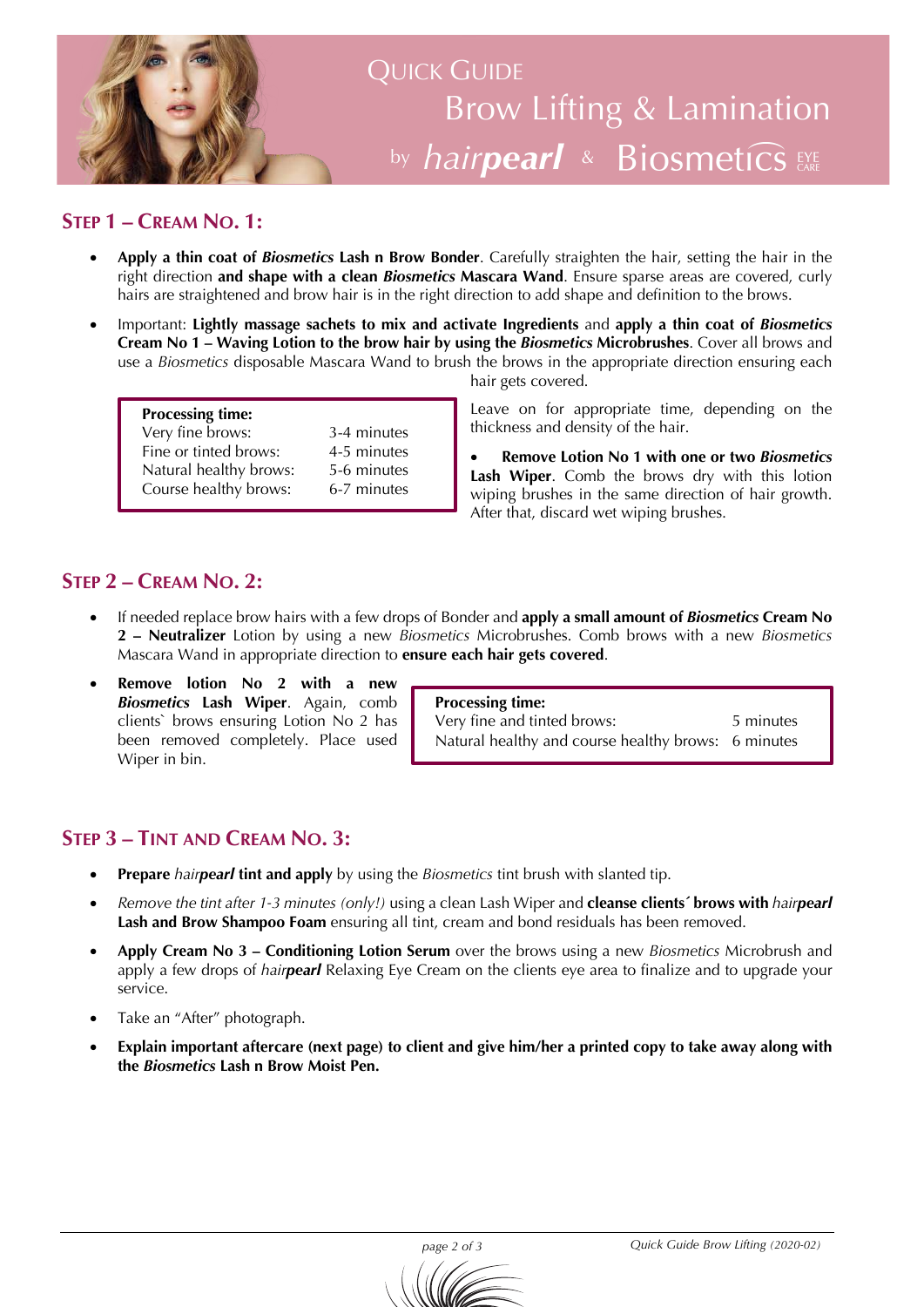# Quick Guide
## Brow Lifting & Lamination
by *hairpearl* & Biosmetics EYE CARE

## Step 1 – Cream No. 1:

- **Apply a thin coat of *Biosmetics* Lash n Brow Bonder**. Carefully straighten the hair, setting the hair in the right direction **and shape with a clean *Biosmetics* Mascara Wand**. Ensure sparse areas are covered, curly hairs are straightened and brow hair is in the right direction to add shape and definition to the brows.
- Important: **Lightly massage sachets to mix and activate Ingredients** and **apply a thin coat of *Biosmetics* Cream No 1 – Waving Lotion to the brow hair by using the *Biosmetics* Microbrushes**. Cover all brows and use a *Biosmetics* disposable Mascara Wand to brush the brows in the appropriate direction ensuring each hair gets covered.

| **Processing time:** | |
|---|---|
| Very fine brows: | 3-4 minutes |
| Fine or tinted brows: | 4-5 minutes |
| Natural healthy brows: | 5-6 minutes |
| Course healthy brows: | 6-7 minutes |

Leave on for appropriate time, depending on the thickness and density of the hair.

- **Remove Lotion No 1 with one or two *Biosmetics* Lash Wiper**. Comb the brows dry with this lotion wiping brushes in the same direction of hair growth. After that, discard wet wiping brushes.

## Step 2 – Cream No. 2:

- If needed replace brow hairs with a few drops of Bonder and **apply a small amount of *Biosmetics* Cream No 2 – Neutralizer** Lotion by using a new *Biosmetics* Microbrushes. Comb brows with a new *Biosmetics* Mascara Wand in appropriate direction to **ensure each hair gets covered**.
- **Remove lotion No 2 with a new *Biosmetics* Lash Wiper**. Again, comb clients` brows ensuring Lotion No 2 has been removed completely. Place used Wiper in bin.

| **Processing time:** | |
|---|---|
| Very fine and tinted brows: | 5 minutes |
| Natural healthy and course healthy brows: | 6 minutes |

## Step 3 – Tint and Cream No. 3:

- **Prepare** *hair**pearl*** **tint and apply** by using the *Biosmetics* tint brush with slanted tip.
- *Remove the tint after 1-3 minutes (only!)* using a clean Lash Wiper and **cleanse clients´ brows with** *hair**pearl*** **Lash and Brow Shampoo Foam** ensuring all tint, cream and bond residuals has been removed.
- **Apply Cream No 3 – Conditioning Lotion Serum** over the brows using a new *Biosmetics* Microbrush and apply a few drops of *hair**pearl*** Relaxing Eye Cream on the clients eye area to finalize and to upgrade your service.
- Take an "After" photograph.
- **Explain important aftercare (next page) to client and give him/her a printed copy to take away along with the *Biosmetics* Lash n Brow Moist Pen.**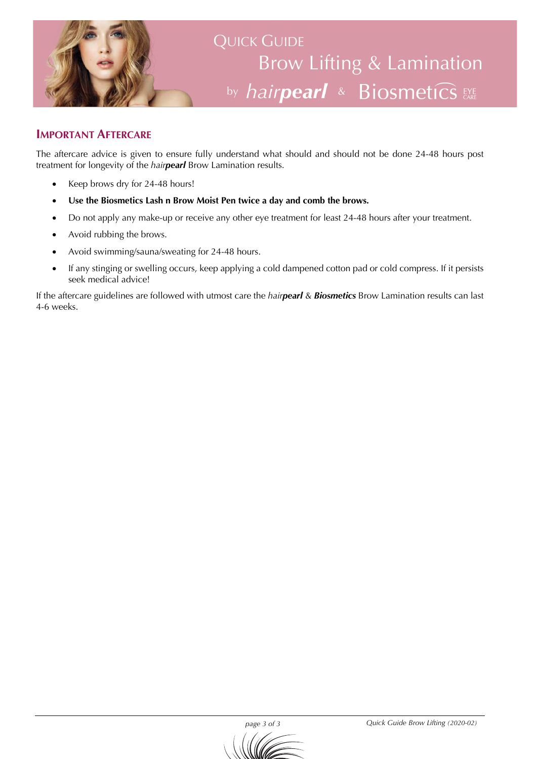## Important Aftercare

The aftercare advice is given to ensure fully understand what should and should not be done 24-48 hours post treatment for longevity of the *hair**pearl*** Brow Lamination results.

- Keep brows dry for 24-48 hours!
- **Use the Biosmetics Lash n Brow Moist Pen twice a day and comb the brows.**
- Do not apply any make-up or receive any other eye treatment for least 24-48 hours after your treatment.
- Avoid rubbing the brows.
- Avoid swimming/sauna/sweating for 24-48 hours.
- If any stinging or swelling occurs, keep applying a cold dampened cotton pad or cold compress. If it persists seek medical advice!

If the aftercare guidelines are followed with utmost care the *hair**pearl*** & ***Biosmetics*** Brow Lamination results can last 4-6 weeks.